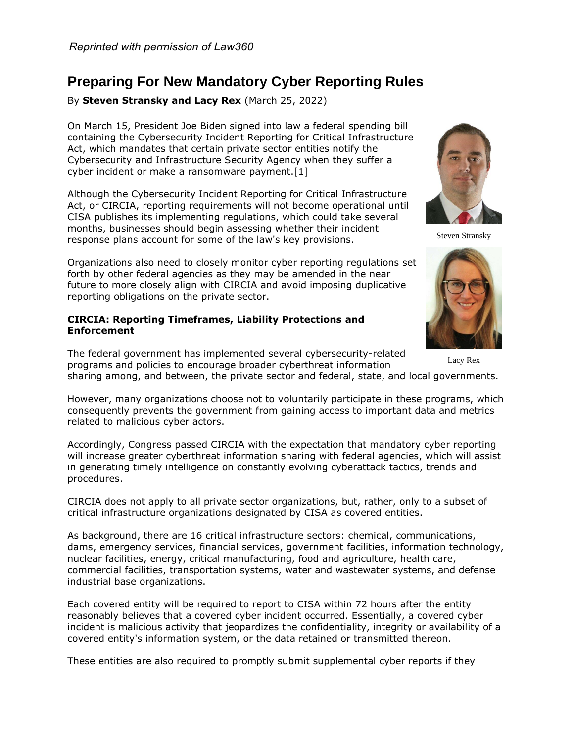*Reprinted with permission of Law360*

# Preparing For New Mandatory Cyber Reporting Rules

By **Steven Stransky and Lacy Rex** (March 25, 2022)

On March 15, President Joe Biden signed into law a federal spending bill containing the Cybersecurity Incident Reporting for Critical Infrastructure Act, which mandates that certain private sector entities notify the Cybersecurity and Infrastructure Security Agency when they suffer a cyber incident or make a ransomware payment.[1]

Steven Stransky

Although the Cybersecurity Incident Reporting for Critical Infrastructure Act, or CIRCIA, reporting requirements will not become operational until CISA publishes its implementing regulations, which could take several months, businesses should begin assessing whether their incident response plans account for some of the law's key provisions.

Lacy Rex

Organizations also need to closely monitor cyber reporting regulations set forth by other federal agencies as they may be amended in the near future to more closely align with CIRCIA and avoid imposing duplicative reporting obligations on the private sector.

**CIRCIA: Reporting Timeframes, Liability Protections and Enforcement**

The federal government has implemented several cybersecurity-related programs and policies to encourage broader cyberthreat information sharing among, and between, the private sector and federal, state, and local governments.

However, many organizations choose not to voluntarily participate in these programs, which consequently prevents the government from gaining access to important data and metrics related to malicious cyber actors.

Accordingly, Congress passed CIRCIA with the expectation that mandatory cyber reporting will increase greater cyberthreat information sharing with federal agencies, which will assist in generating timely intelligence on constantly evolving cyberattack tactics, trends and procedures.

CIRCIA does not apply to all private sector organizations, but, rather, only to a subset of critical infrastructure organizations designated by CISA as covered entities.

As background, there are 16 critical infrastructure sectors: chemical, communications, dams, emergency services, financial services, government facilities, information technology, nuclear facilities, energy, critical manufacturing, food and agriculture, health care, commercial facilities, transportation systems, water and wastewater systems, and defense industrial base organizations.

Each covered entity will be required to report to CISA within 72 hours after the entity reasonably believes that a covered cyber incident occurred. Essentially, a covered cyber incident is malicious activity that jeopardizes the confidentiality, integrity or availability of a covered entity's information system, or the data retained or transmitted thereon.

These entities are also required to promptly submit supplemental cyber reports if they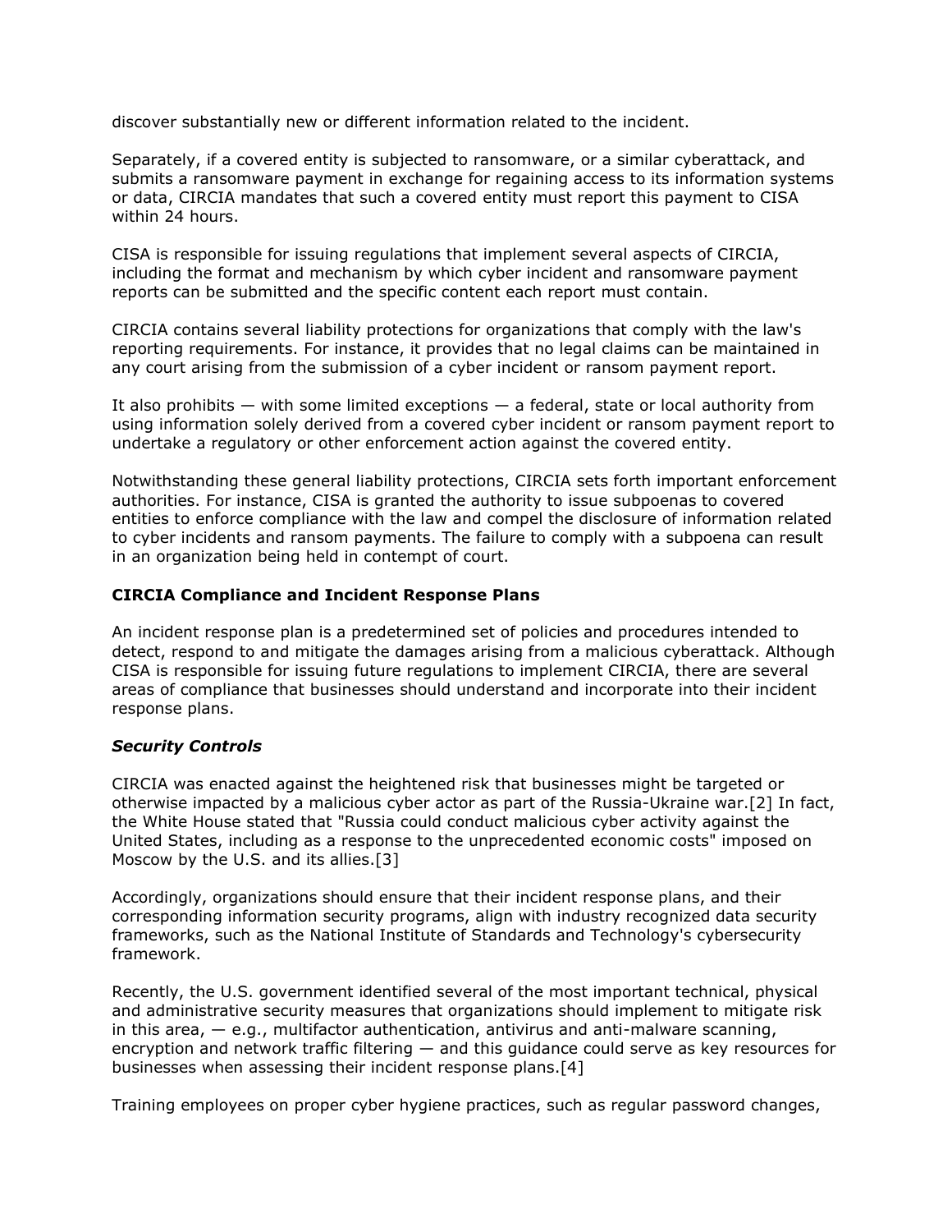discover substantially new or different information related to the incident.

Separately, if a covered entity is subjected to ransomware, or a similar cyberattack, and submits a ransomware payment in exchange for regaining access to its information systems or data, CIRCIA mandates that such a covered entity must report this payment to CISA within 24 hours.

CISA is responsible for issuing regulations that implement several aspects of CIRCIA, including the format and mechanism by which cyber incident and ransomware payment reports can be submitted and the specific content each report must contain.

CIRCIA contains several liability protections for organizations that comply with the law's reporting requirements. For instance, it provides that no legal claims can be maintained in any court arising from the submission of a cyber incident or ransom payment report.

It also prohibits — with some limited exceptions — a federal, state or local authority from using information solely derived from a covered cyber incident or ransom payment report to undertake a regulatory or other enforcement action against the covered entity.

Notwithstanding these general liability protections, CIRCIA sets forth important enforcement authorities. For instance, CISA is granted the authority to issue subpoenas to covered entities to enforce compliance with the law and compel the disclosure of information related to cyber incidents and ransom payments. The failure to comply with a subpoena can result in an organization being held in contempt of court.

**CIRCIA Compliance and Incident Response Plans**

An incident response plan is a predetermined set of policies and procedures intended to detect, respond to and mitigate the damages arising from a malicious cyberattack. Although CISA is responsible for issuing future regulations to implement CIRCIA, there are several areas of compliance that businesses should understand and incorporate into their incident response plans.

***Security Controls***

CIRCIA was enacted against the heightened risk that businesses might be targeted or otherwise impacted by a malicious cyber actor as part of the Russia-Ukraine war.[2] In fact, the White House stated that "Russia could conduct malicious cyber activity against the United States, including as a response to the unprecedented economic costs" imposed on Moscow by the U.S. and its allies.[3]

Accordingly, organizations should ensure that their incident response plans, and their corresponding information security programs, align with industry recognized data security frameworks, such as the National Institute of Standards and Technology's cybersecurity framework.

Recently, the U.S. government identified several of the most important technical, physical and administrative security measures that organizations should implement to mitigate risk in this area, — e.g., multifactor authentication, antivirus and anti-malware scanning, encryption and network traffic filtering — and this guidance could serve as key resources for businesses when assessing their incident response plans.[4]

Training employees on proper cyber hygiene practices, such as regular password changes,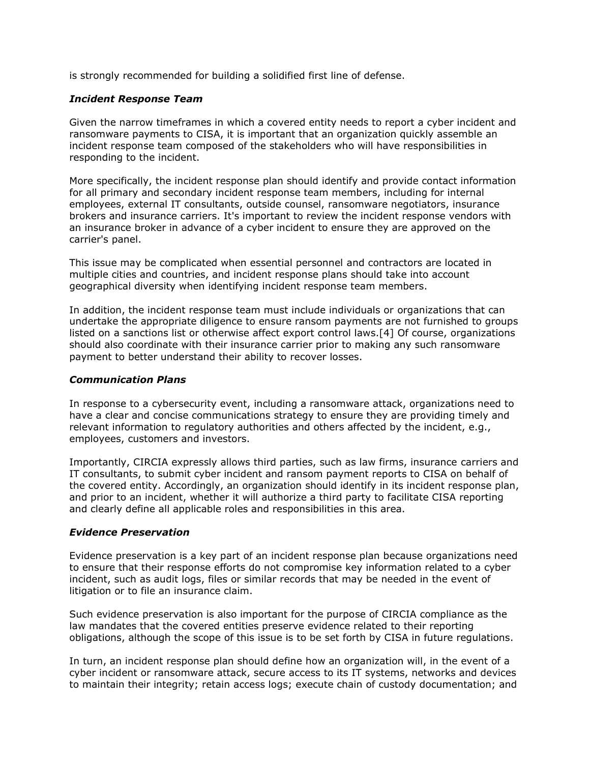is strongly recommended for building a solidified first line of defense.

### *Incident Response Team*

Given the narrow timeframes in which a covered entity needs to report a cyber incident and ransomware payments to CISA, it is important that an organization quickly assemble an incident response team composed of the stakeholders who will have responsibilities in responding to the incident.

More specifically, the incident response plan should identify and provide contact information for all primary and secondary incident response team members, including for internal employees, external IT consultants, outside counsel, ransomware negotiators, insurance brokers and insurance carriers. It's important to review the incident response vendors with an insurance broker in advance of a cyber incident to ensure they are approved on the carrier's panel.

This issue may be complicated when essential personnel and contractors are located in multiple cities and countries, and incident response plans should take into account geographical diversity when identifying incident response team members.

In addition, the incident response team must include individuals or organizations that can undertake the appropriate diligence to ensure ransom payments are not furnished to groups listed on a sanctions list or otherwise affect export control laws.[4] Of course, organizations should also coordinate with their insurance carrier prior to making any such ransomware payment to better understand their ability to recover losses.

### *Communication Plans*

In response to a cybersecurity event, including a ransomware attack, organizations need to have a clear and concise communications strategy to ensure they are providing timely and relevant information to regulatory authorities and others affected by the incident, e.g., employees, customers and investors.

Importantly, CIRCIA expressly allows third parties, such as law firms, insurance carriers and IT consultants, to submit cyber incident and ransom payment reports to CISA on behalf of the covered entity. Accordingly, an organization should identify in its incident response plan, and prior to an incident, whether it will authorize a third party to facilitate CISA reporting and clearly define all applicable roles and responsibilities in this area.

### *Evidence Preservation*

Evidence preservation is a key part of an incident response plan because organizations need to ensure that their response efforts do not compromise key information related to a cyber incident, such as audit logs, files or similar records that may be needed in the event of litigation or to file an insurance claim.

Such evidence preservation is also important for the purpose of CIRCIA compliance as the law mandates that the covered entities preserve evidence related to their reporting obligations, although the scope of this issue is to be set forth by CISA in future regulations.

In turn, an incident response plan should define how an organization will, in the event of a cyber incident or ransomware attack, secure access to its IT systems, networks and devices to maintain their integrity; retain access logs; execute chain of custody documentation; and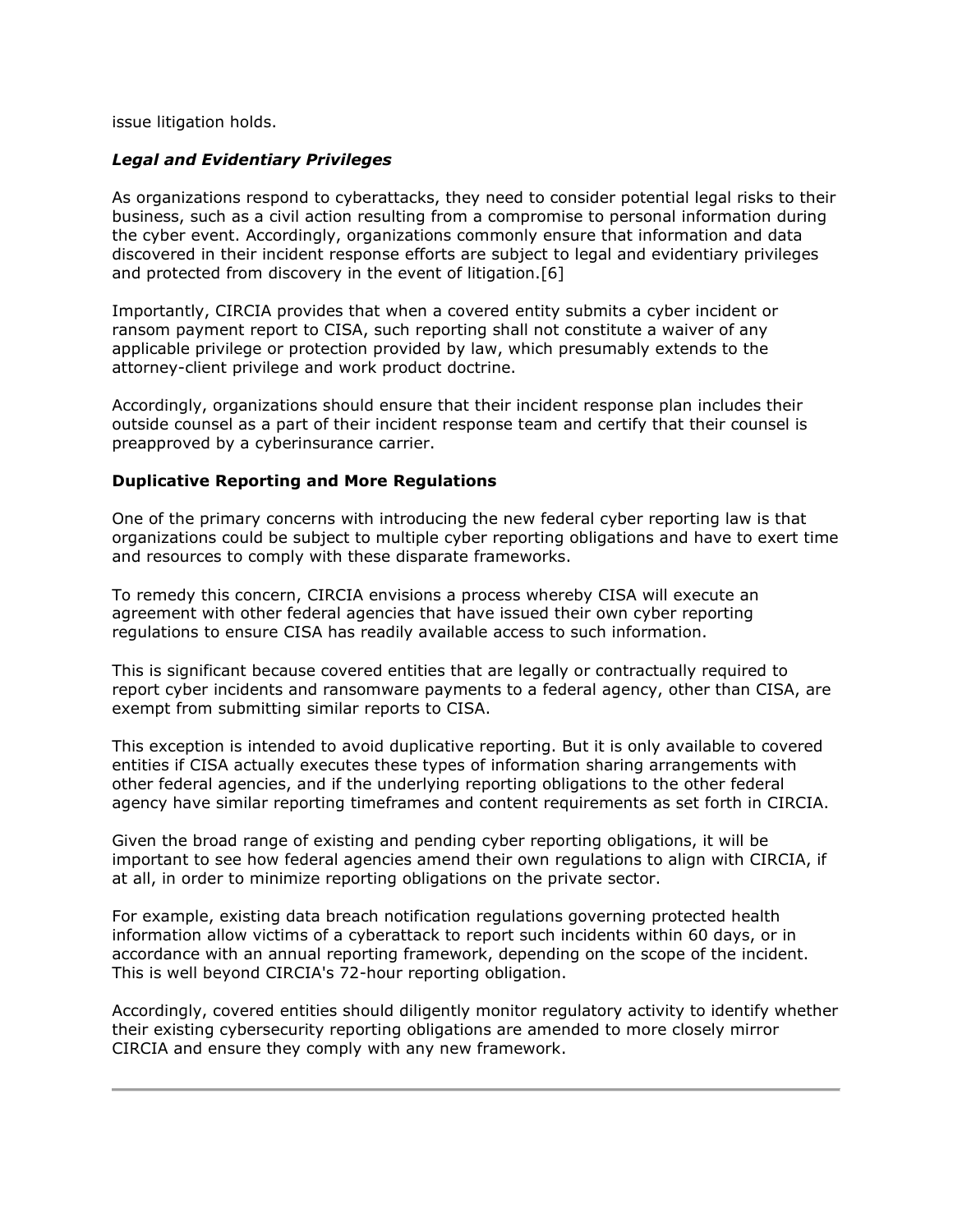issue litigation holds.

### ***Legal and Evidentiary Privileges***

As organizations respond to cyberattacks, they need to consider potential legal risks to their business, such as a civil action resulting from a compromise to personal information during the cyber event. Accordingly, organizations commonly ensure that information and data discovered in their incident response efforts are subject to legal and evidentiary privileges and protected from discovery in the event of litigation.[6]

Importantly, CIRCIA provides that when a covered entity submits a cyber incident or ransom payment report to CISA, such reporting shall not constitute a waiver of any applicable privilege or protection provided by law, which presumably extends to the attorney-client privilege and work product doctrine.

Accordingly, organizations should ensure that their incident response plan includes their outside counsel as a part of their incident response team and certify that their counsel is preapproved by a cyberinsurance carrier.

## **Duplicative Reporting and More Regulations**

One of the primary concerns with introducing the new federal cyber reporting law is that organizations could be subject to multiple cyber reporting obligations and have to exert time and resources to comply with these disparate frameworks.

To remedy this concern, CIRCIA envisions a process whereby CISA will execute an agreement with other federal agencies that have issued their own cyber reporting regulations to ensure CISA has readily available access to such information.

This is significant because covered entities that are legally or contractually required to report cyber incidents and ransomware payments to a federal agency, other than CISA, are exempt from submitting similar reports to CISA.

This exception is intended to avoid duplicative reporting. But it is only available to covered entities if CISA actually executes these types of information sharing arrangements with other federal agencies, and if the underlying reporting obligations to the other federal agency have similar reporting timeframes and content requirements as set forth in CIRCIA.

Given the broad range of existing and pending cyber reporting obligations, it will be important to see how federal agencies amend their own regulations to align with CIRCIA, if at all, in order to minimize reporting obligations on the private sector.

For example, existing data breach notification regulations governing protected health information allow victims of a cyberattack to report such incidents within 60 days, or in accordance with an annual reporting framework, depending on the scope of the incident. This is well beyond CIRCIA's 72-hour reporting obligation.

Accordingly, covered entities should diligently monitor regulatory activity to identify whether their existing cybersecurity reporting obligations are amended to more closely mirror CIRCIA and ensure they comply with any new framework.

---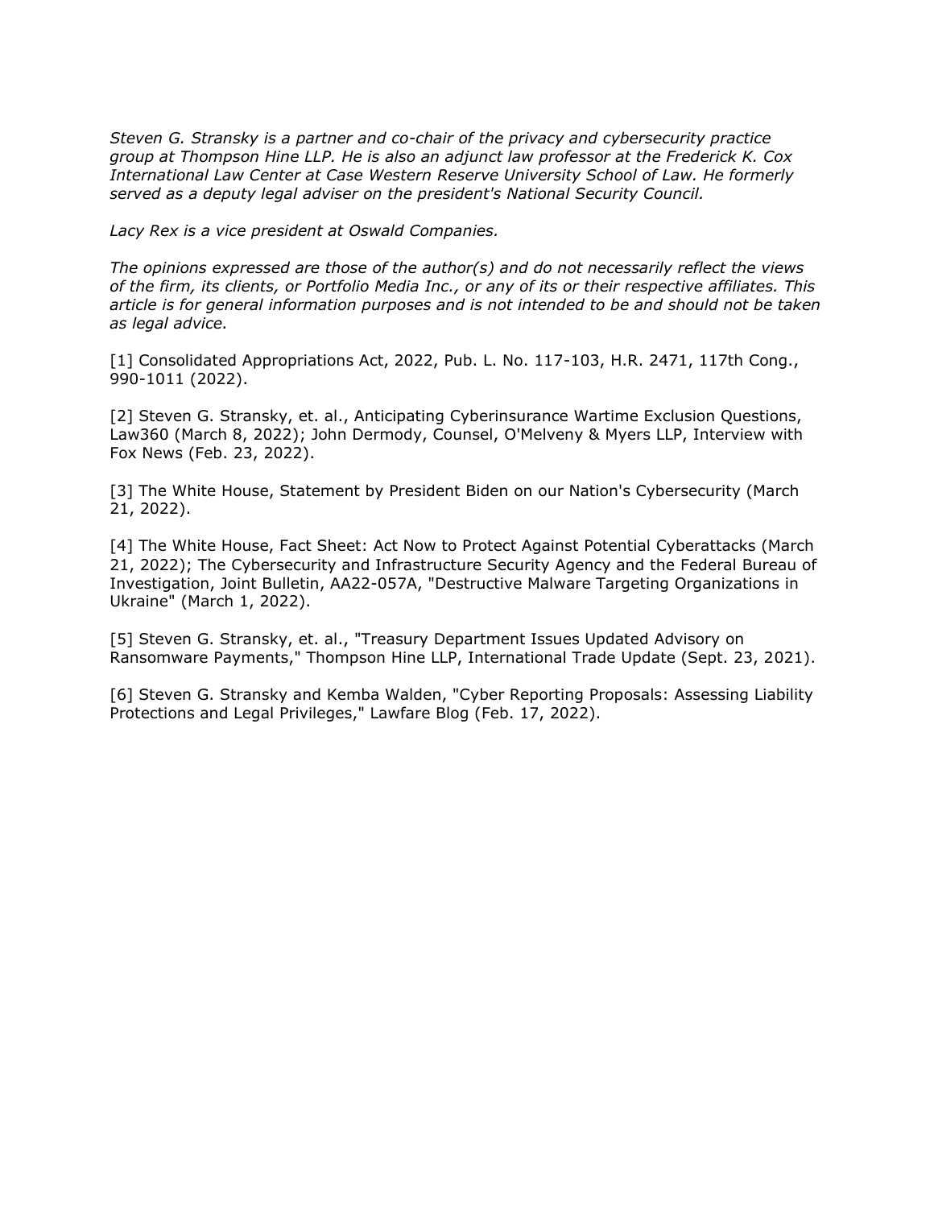*Steven G. Stransky is a partner and co-chair of the privacy and cybersecurity practice group at Thompson Hine LLP. He is also an adjunct law professor at the Frederick K. Cox International Law Center at Case Western Reserve University School of Law. He formerly served as a deputy legal adviser on the president's National Security Council.*

*Lacy Rex is a vice president at Oswald Companies.*

*The opinions expressed are those of the author(s) and do not necessarily reflect the views of the firm, its clients, or Portfolio Media Inc., or any of its or their respective affiliates. This article is for general information purposes and is not intended to be and should not be taken as legal advice.*

[1] Consolidated Appropriations Act, 2022, Pub. L. No. 117-103, H.R. 2471, 117th Cong., 990-1011 (2022).

[2] Steven G. Stransky, et. al., Anticipating Cyberinsurance Wartime Exclusion Questions, Law360 (March 8, 2022); John Dermody, Counsel, O'Melveny & Myers LLP, Interview with Fox News (Feb. 23, 2022).

[3] The White House, Statement by President Biden on our Nation's Cybersecurity (March 21, 2022).

[4] The White House, Fact Sheet: Act Now to Protect Against Potential Cyberattacks (March 21, 2022); The Cybersecurity and Infrastructure Security Agency and the Federal Bureau of Investigation, Joint Bulletin, AA22-057A, "Destructive Malware Targeting Organizations in Ukraine" (March 1, 2022).

[5] Steven G. Stransky, et. al., "Treasury Department Issues Updated Advisory on Ransomware Payments," Thompson Hine LLP, International Trade Update (Sept. 23, 2021).

[6] Steven G. Stransky and Kemba Walden, "Cyber Reporting Proposals: Assessing Liability Protections and Legal Privileges," Lawfare Blog (Feb. 17, 2022).